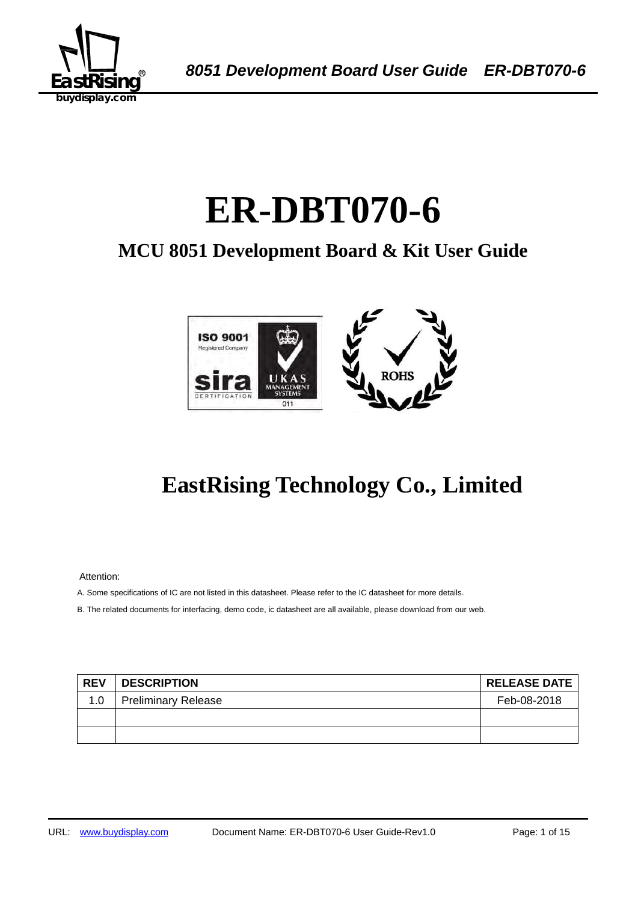# ER-DBT070-6

## MCU 8051 Development Board & Kit User Guide

## EastRising Technology Co., Limited

Attention:

A. Some specifications of IC are not listed in this datasheet. Please refer to the IC datasheet for more details.

B. The related documents for interfacing, demo code, ic datasheet are all available, please download from our web.

| REV | DESCRIPTION | RELEASE DATE |
|---|---|---|
| 1.0 | Preliminary Release | Feb-08-2018 |
| | | |
| | | |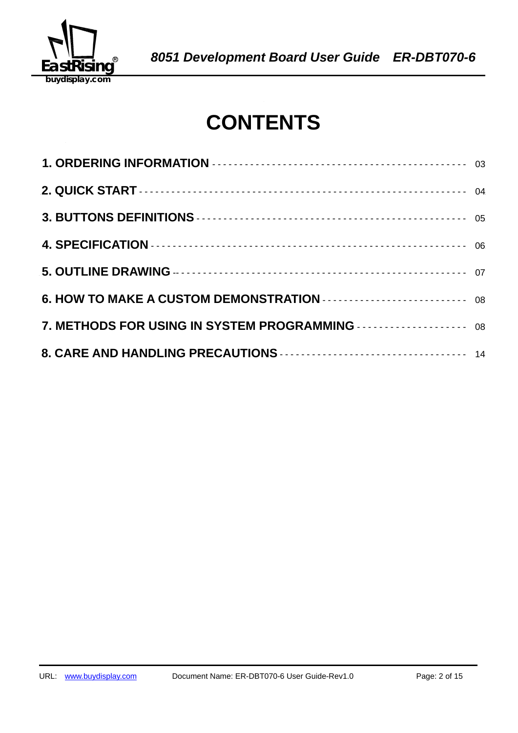# CONTENTS

**1. ORDERING INFORMATION** ---------------------------------------------- 03

**2. QUICK START** ---------------------------------------------------------- 04

**3. BUTTONS DEFINITIONS** ----------------------------------------------- 05

**4. SPECIFICATION** -------------------------------------------------------- 06

**5. OUTLINE DRAWING** ---------------------------------------------------- 07

**6. HOW TO MAKE A CUSTOM DEMONSTRATION** ------------------------- 08

**7. METHODS FOR USING IN SYSTEM PROGRAMMING** ------------------- 08

**8. CARE AND HANDLING PRECAUTIONS** ---------------------------------- 14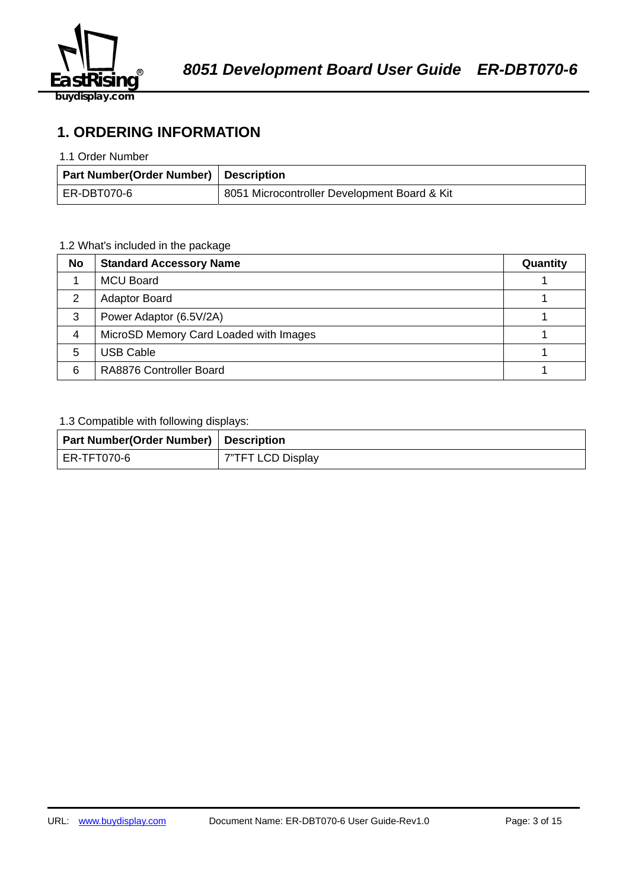# 1. ORDERING INFORMATION

1.1 Order Number

| Part Number(Order Number) | Description |
| --- | --- |
| ER-DBT070-6 | 8051 Microcontroller Development Board & Kit |

1.2 What's included in the package

| No | Standard Accessory Name | Quantity |
| --- | --- | --- |
| 1 | MCU Board | 1 |
| 2 | Adaptor Board | 1 |
| 3 | Power Adaptor (6.5V/2A) | 1 |
| 4 | MicroSD Memory Card Loaded with Images | 1 |
| 5 | USB Cable | 1 |
| 6 | RA8876 Controller Board | 1 |

1.3 Compatible with following displays:

| Part Number(Order Number) | Description |
| --- | --- |
| ER-TFT070-6 | 7"TFT LCD Display |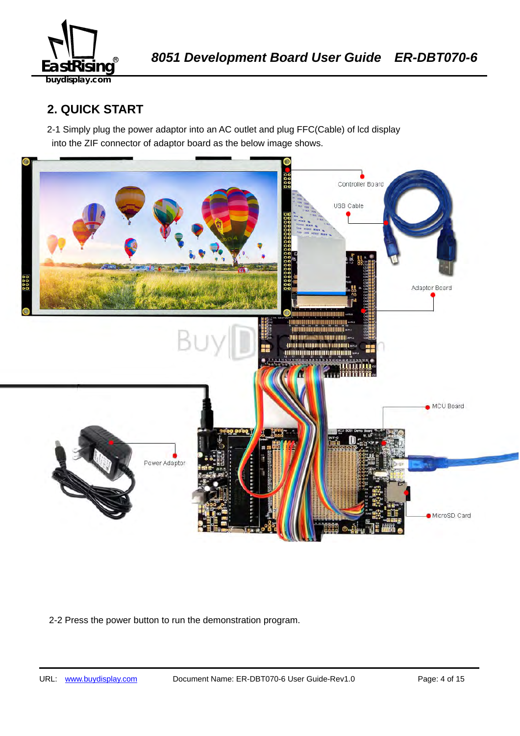## 2. QUICK START

2-1 Simply plug the power adaptor into an AC outlet and plug FFC(Cable) of lcd display into the ZIF connector of adaptor board as the below image shows.

2-2 Press the power button to run the demonstration program.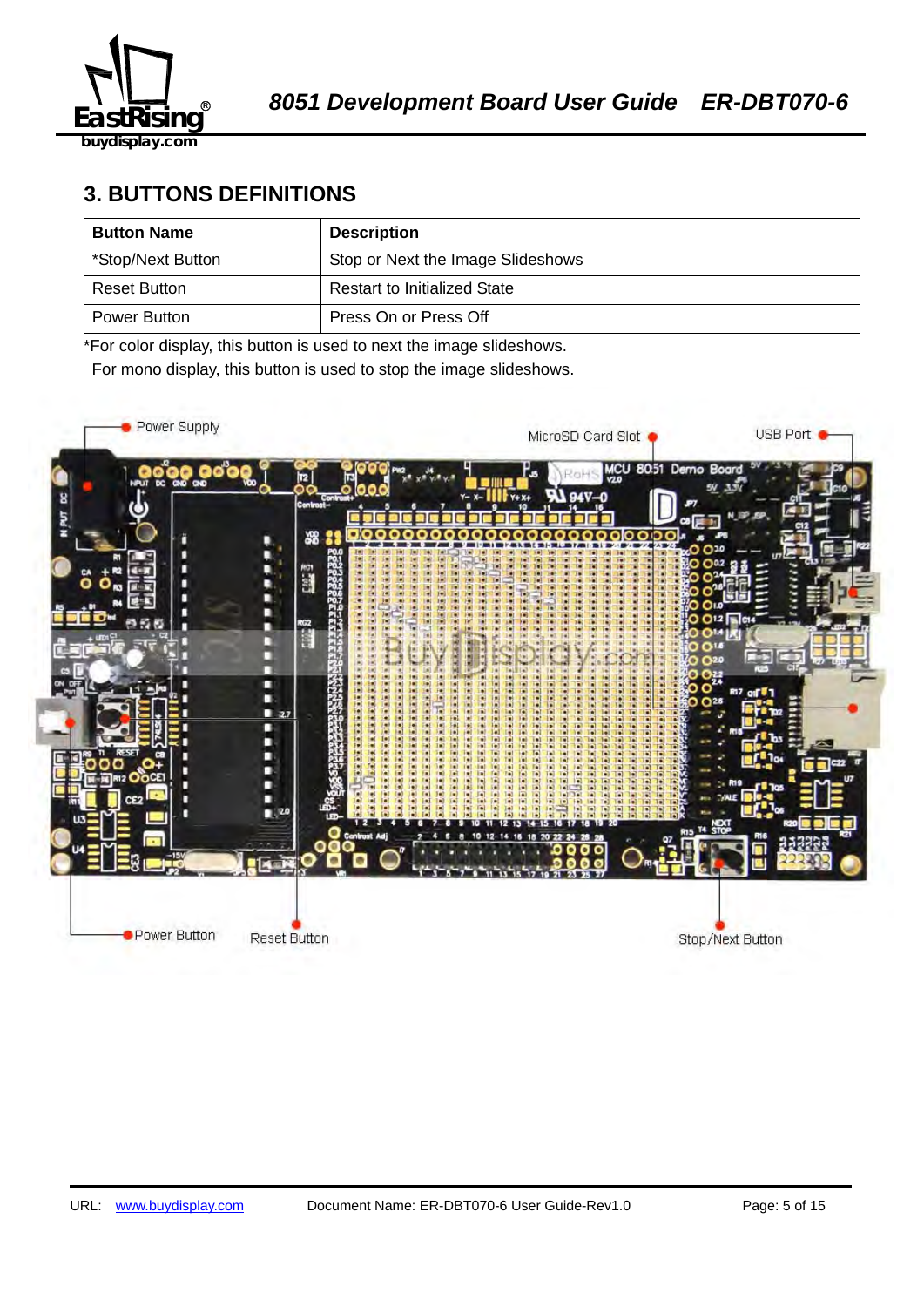## 3. BUTTONS DEFINITIONS

| Button Name | Description |
|---|---|
| *Stop/Next Button | Stop or Next the Image Slideshows |
| Reset Button | Restart to Initialized State |
| Power Button | Press On or Press Off |

*For color display, this button is used to next the image slideshows.
For mono display, this button is used to stop the image slideshows.

Power Supply

MicroSD Card Slot

USB Port

Power Button

Reset Button

Stop/Next Button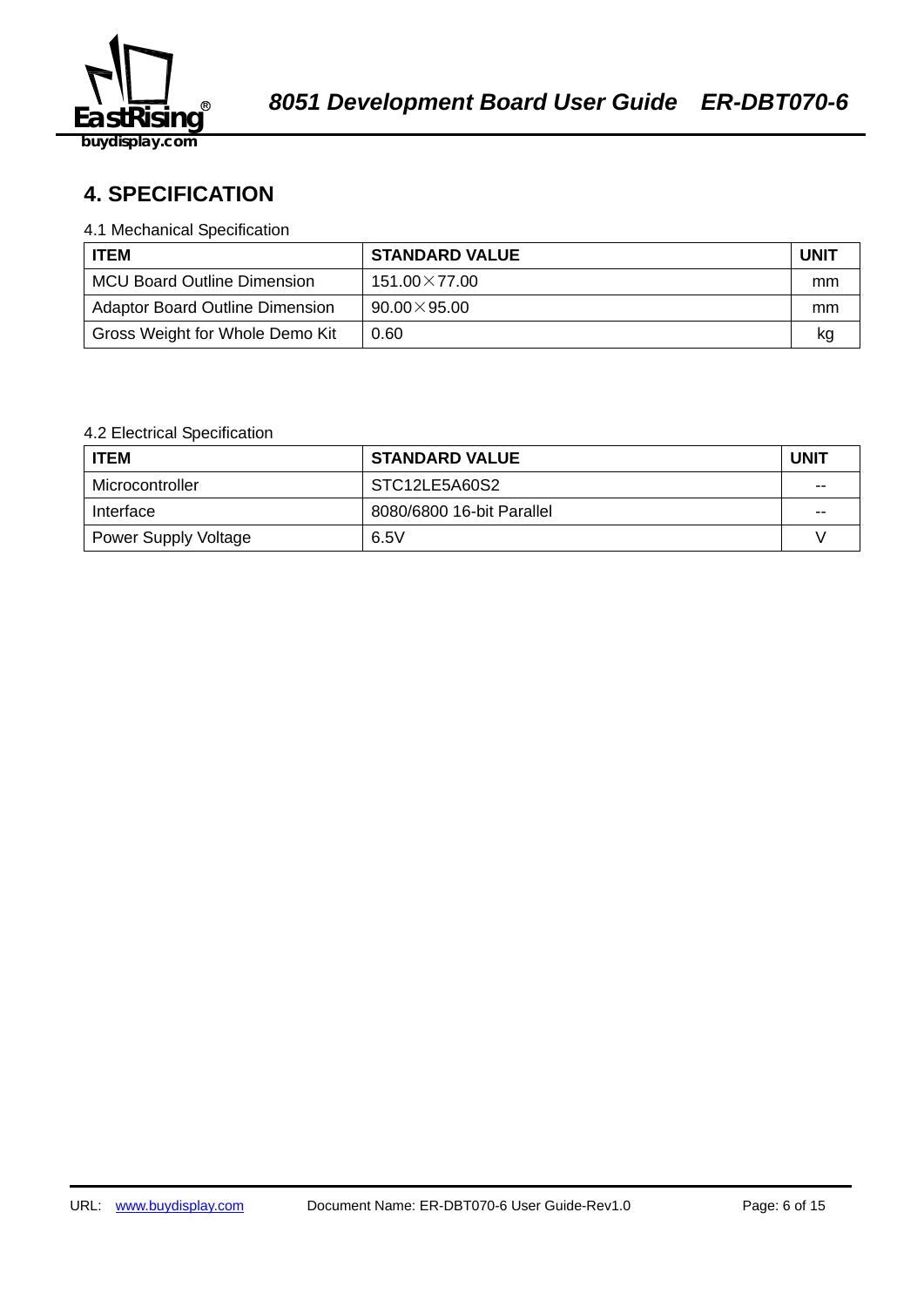## 4. SPECIFICATION

4.1 Mechanical Specification

| ITEM | STANDARD VALUE | UNIT |
|---|---|---|
| MCU Board Outline Dimension | 151.00×77.00 | mm |
| Adaptor Board Outline Dimension | 90.00×95.00 | mm |
| Gross Weight for Whole Demo Kit | 0.60 | kg |

4.2 Electrical Specification

| ITEM | STANDARD VALUE | UNIT |
|---|---|---|
| Microcontroller | STC12LE5A60S2 | -- |
| Interface | 8080/6800 16-bit Parallel | -- |
| Power Supply Voltage | 6.5V | V |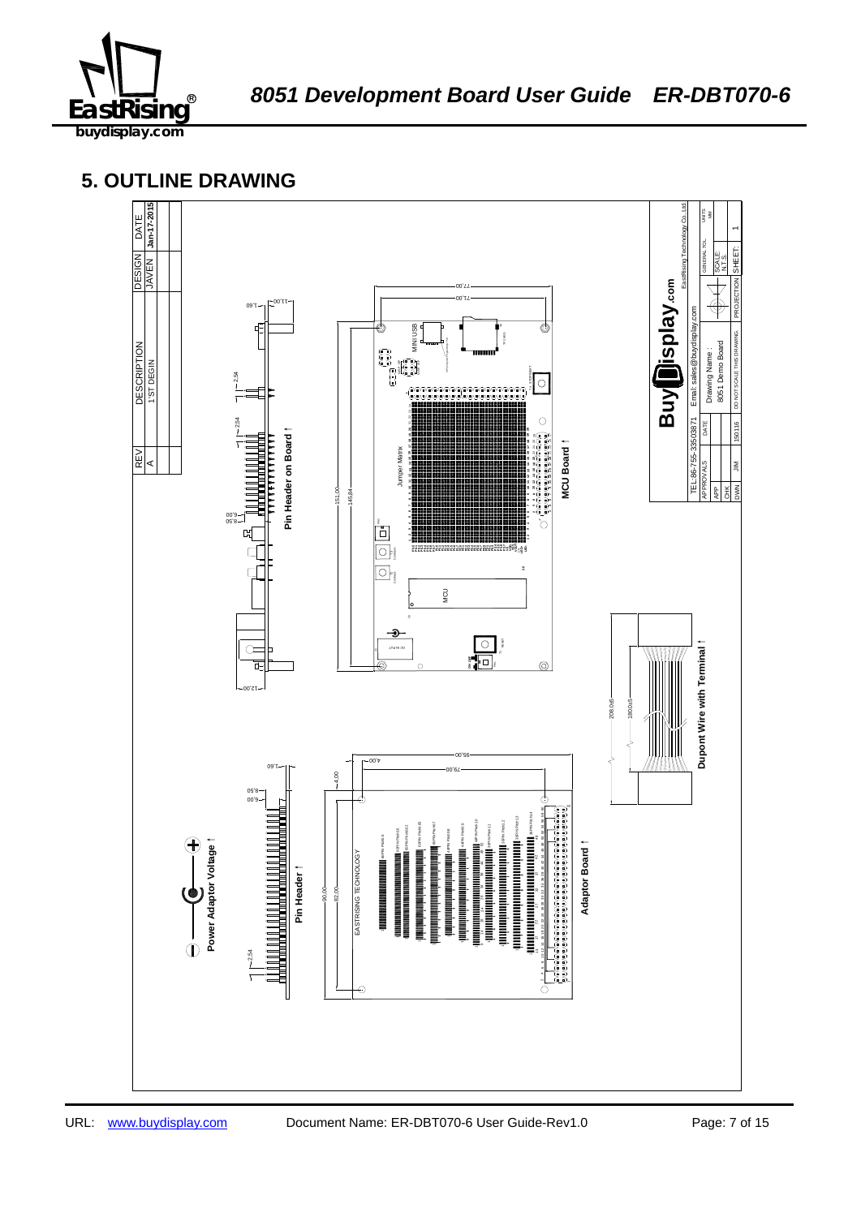## 5. OUTLINE DRAWING

| REV | DESCRIPTION | DESIGN | DATE |
| --- | --- | --- | --- |
| A | 1'ST DEGIN | JAVEN | Jan-17-2015 |

MCU Board

Pin Header on Board

Adaptor Board

Pin Header

Power Adaptor Voltage

Dupont Wire with Terminal

Jumper Matrix

MINI USB

MCU

EASTRISING TECHNOLOGY

77.00, 71.00, 151.00, 145.84, 11.00, 1.60, 2.54, 6.00, 8.50, 12.00, 95.00, 79.00, 4.00, 90.00, 82.00, 208±5, 180±5

BuyDisplay.com

EastRising Technology Co., Ltd.

TEL:86-755-33503871

Email: sales@buydisplay.com

Drawing Name : 8051 Demo Board

| APPROVALS | DATE |
| --- | --- |
| APP | |
| CHK | |
| DWN JIM | 150116 |

GENERAL TOL. | UNITS MM | SCALE N.T.S. | PROJECTION | SHEET: 1

DO NOT SCALE THIS DRAWING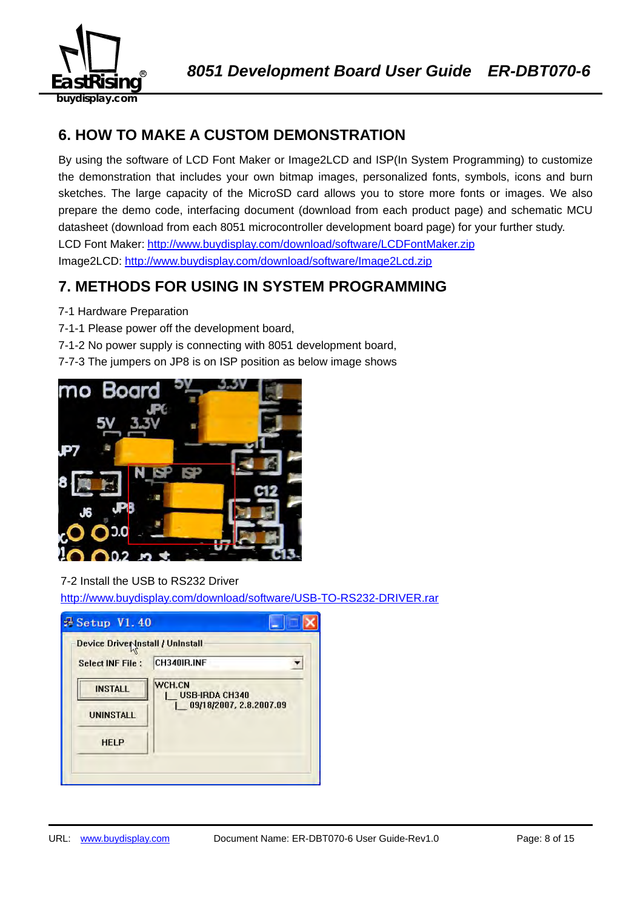## 6. HOW TO MAKE A CUSTOM DEMONSTRATION

By using the software of LCD Font Maker or Image2LCD and ISP(In System Programming) to customize the demonstration that includes your own bitmap images, personalized fonts, symbols, icons and burn sketches. The large capacity of the MicroSD card allows you to store more fonts or images. We also prepare the demo code, interfacing document (download from each product page) and schematic MCU datasheet (download from each 8051 microcontroller development board page) for your further study.

LCD Font Maker: http://www.buydisplay.com/download/software/LCDFontMaker.zip

Image2LCD: http://www.buydisplay.com/download/software/Image2Lcd.zip

## 7. METHODS FOR USING IN SYSTEM PROGRAMMING

7-1 Hardware Preparation

7-1-1 Please power off the development board,

7-1-2 No power supply is connecting with 8051 development board,

7-7-3 The jumpers on JP8 is on ISP position as below image shows

7-2 Install the USB to RS232 Driver

http://www.buydisplay.com/download/software/USB-TO-RS232-DRIVER.rar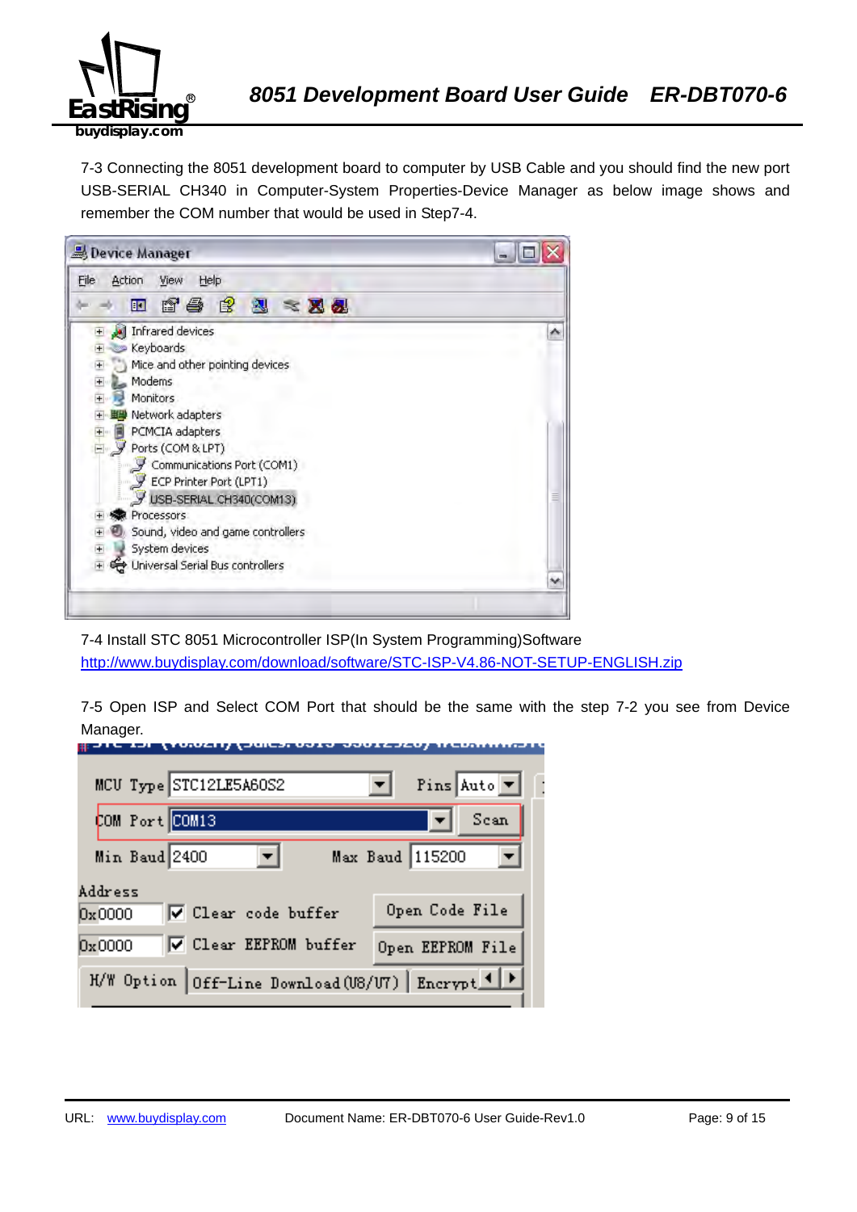7-3 Connecting the 8051 development board to computer by USB Cable and you should find the new port USB-SERIAL CH340 in Computer-System Properties-Device Manager as below image shows and remember the COM number that would be used in Step7-4.

7-4 Install STC 8051 Microcontroller ISP(In System Programming)Software
[http://www.buydisplay.com/download/software/STC-ISP-V4.86-NOT-SETUP-ENGLISH.zip](http://www.buydisplay.com/download/software/STC-ISP-V4.86-NOT-SETUP-ENGLISH.zip)

7-5 Open ISP and Select COM Port that should be the same with the step 7-2 you see from Device Manager.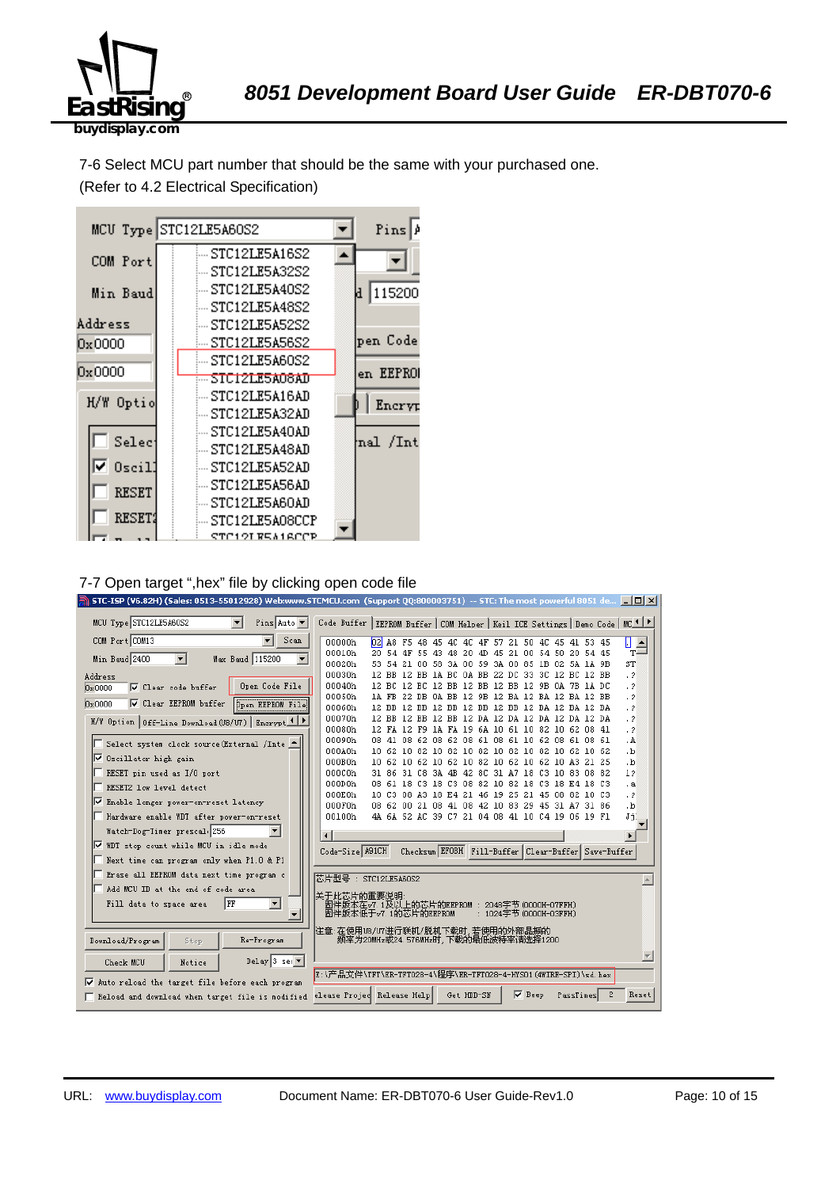7-6 Select MCU part number that should be the same with your purchased one.
(Refer to 4.2 Electrical Specification)

7-7 Open target ",hex" file by clicking open code file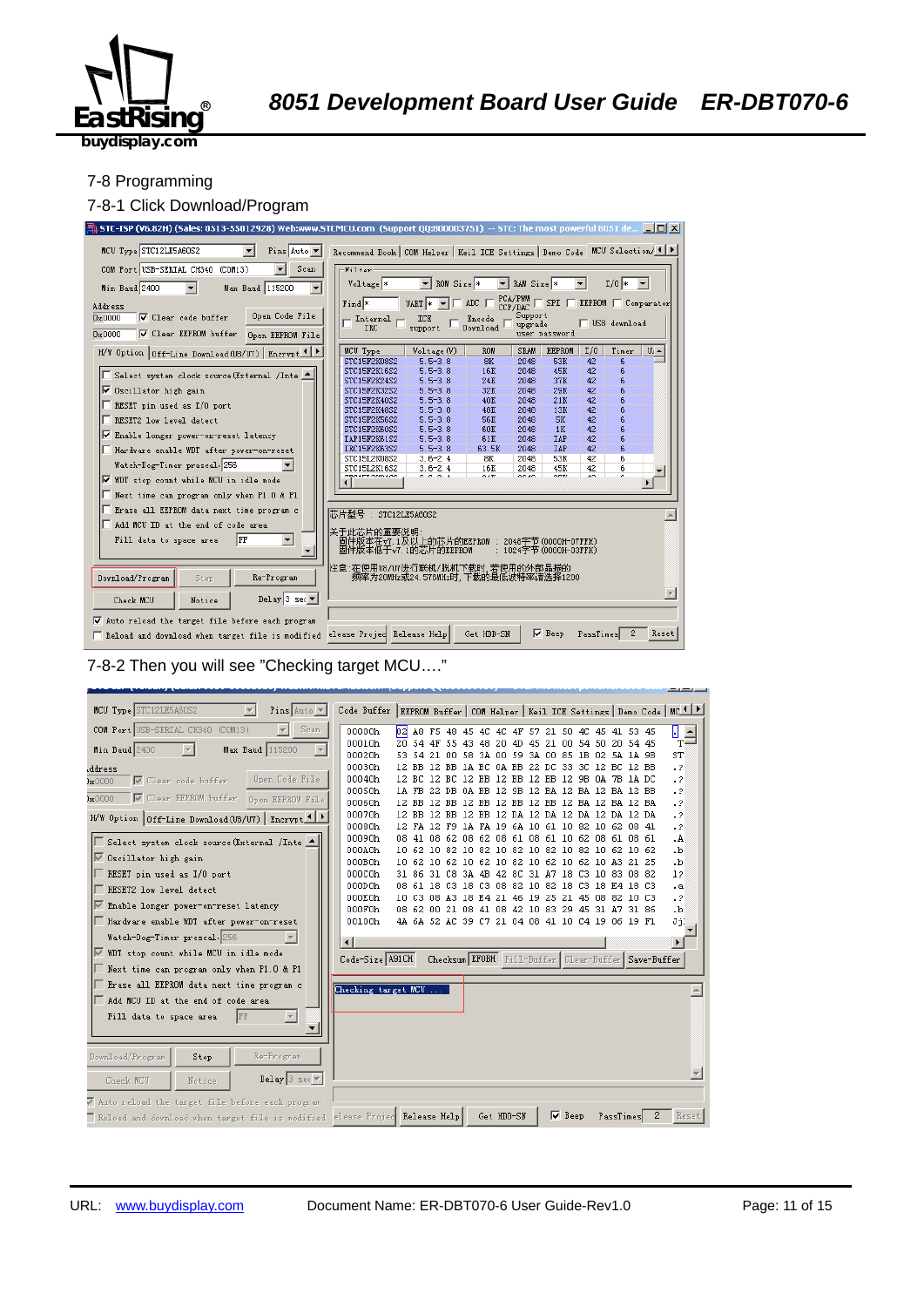## 7-8 Programming

### 7-8-1 Click Download/Program

### 7-8-2 Then you will see "Checking target MCU…."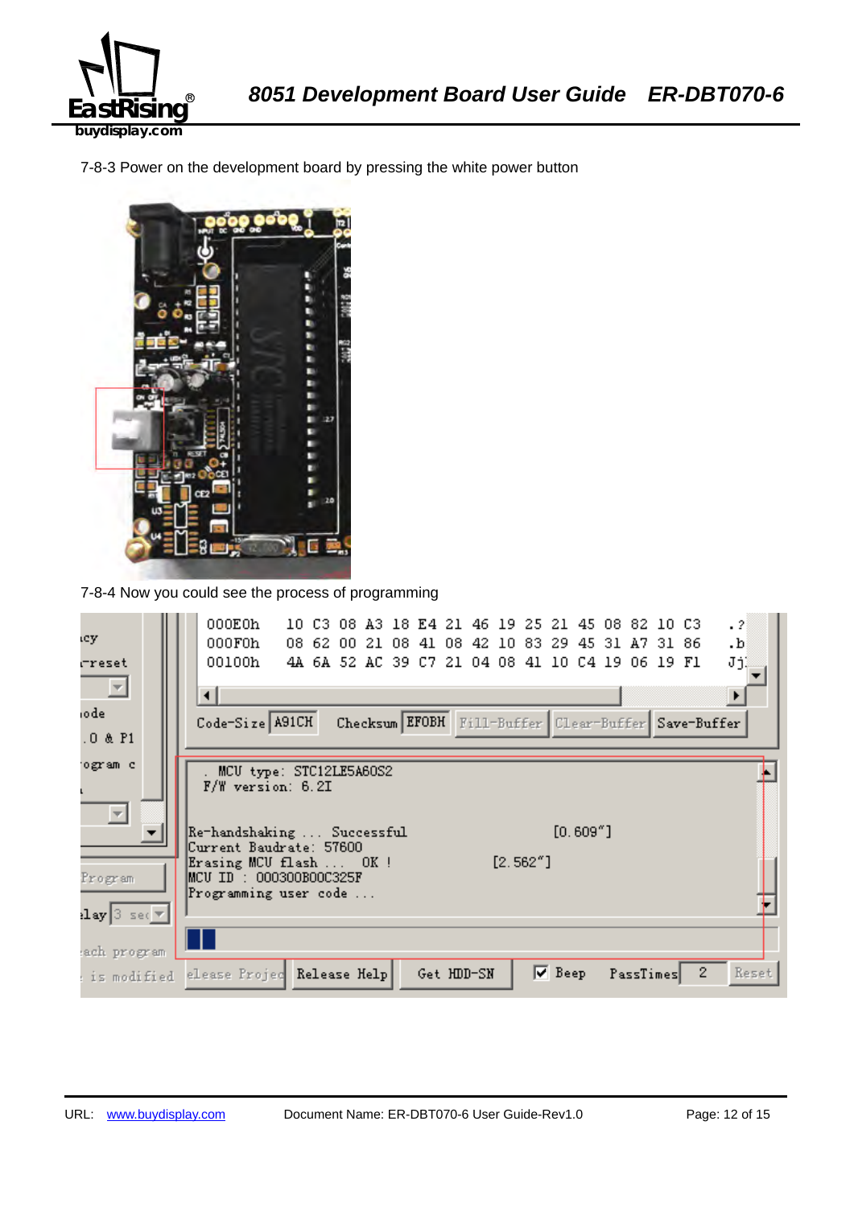7-8-3 Power on the development board by pressing the white power button

7-8-4 Now you could see the process of programming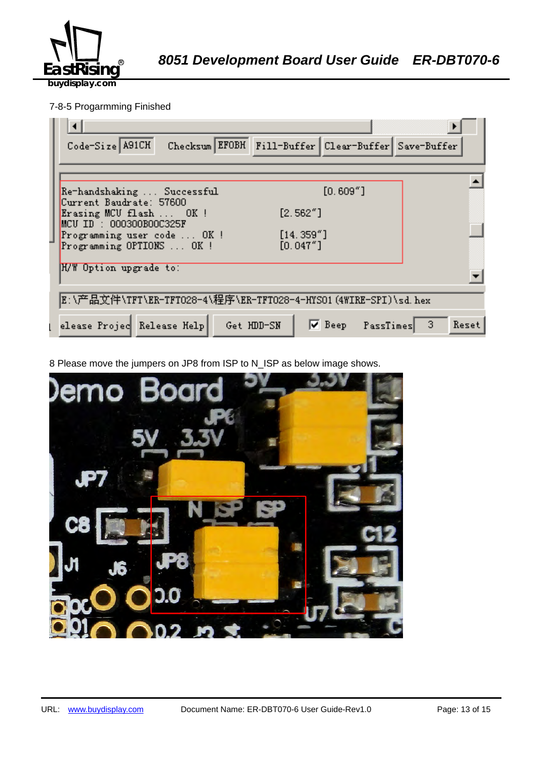7-8-5 Progarmming Finished

8 Please move the jumpers on JP8 from ISP to N_ISP as below image shows.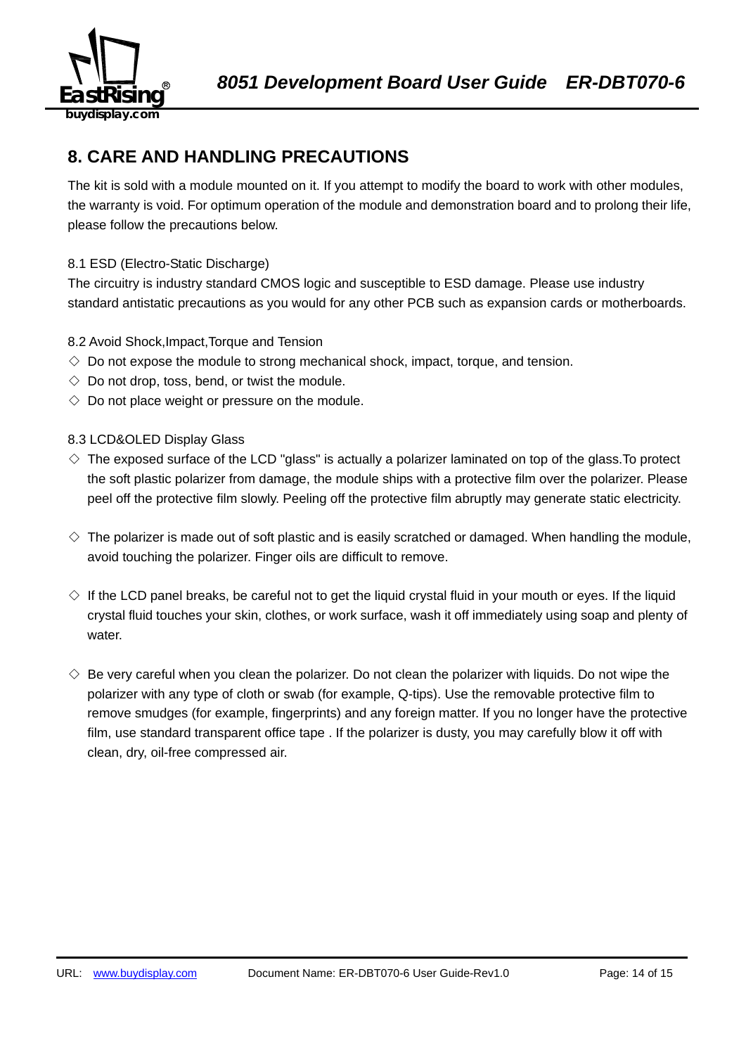## 8. CARE AND HANDLING PRECAUTIONS

The kit is sold with a module mounted on it. If you attempt to modify the board to work with other modules, the warranty is void. For optimum operation of the module and demonstration board and to prolong their life, please follow the precautions below.

8.1 ESD (Electro-Static Discharge)

The circuitry is industry standard CMOS logic and susceptible to ESD damage. Please use industry standard antistatic precautions as you would for any other PCB such as expansion cards or motherboards.

8.2 Avoid Shock,Impact,Torque and Tension

◇ Do not expose the module to strong mechanical shock, impact, torque, and tension.

◇ Do not drop, toss, bend, or twist the module.

◇ Do not place weight or pressure on the module.

8.3 LCD&OLED Display Glass

◇ The exposed surface of the LCD "glass" is actually a polarizer laminated on top of the glass.To protect the soft plastic polarizer from damage, the module ships with a protective film over the polarizer. Please peel off the protective film slowly. Peeling off the protective film abruptly may generate static electricity.

◇ The polarizer is made out of soft plastic and is easily scratched or damaged. When handling the module, avoid touching the polarizer. Finger oils are difficult to remove.

◇ If the LCD panel breaks, be careful not to get the liquid crystal fluid in your mouth or eyes. If the liquid crystal fluid touches your skin, clothes, or work surface, wash it off immediately using soap and plenty of water.

◇ Be very careful when you clean the polarizer. Do not clean the polarizer with liquids. Do not wipe the polarizer with any type of cloth or swab (for example, Q-tips). Use the removable protective film to remove smudges (for example, fingerprints) and any foreign matter. If you no longer have the protective film, use standard transparent office tape . If the polarizer is dusty, you may carefully blow it off with clean, dry, oil-free compressed air.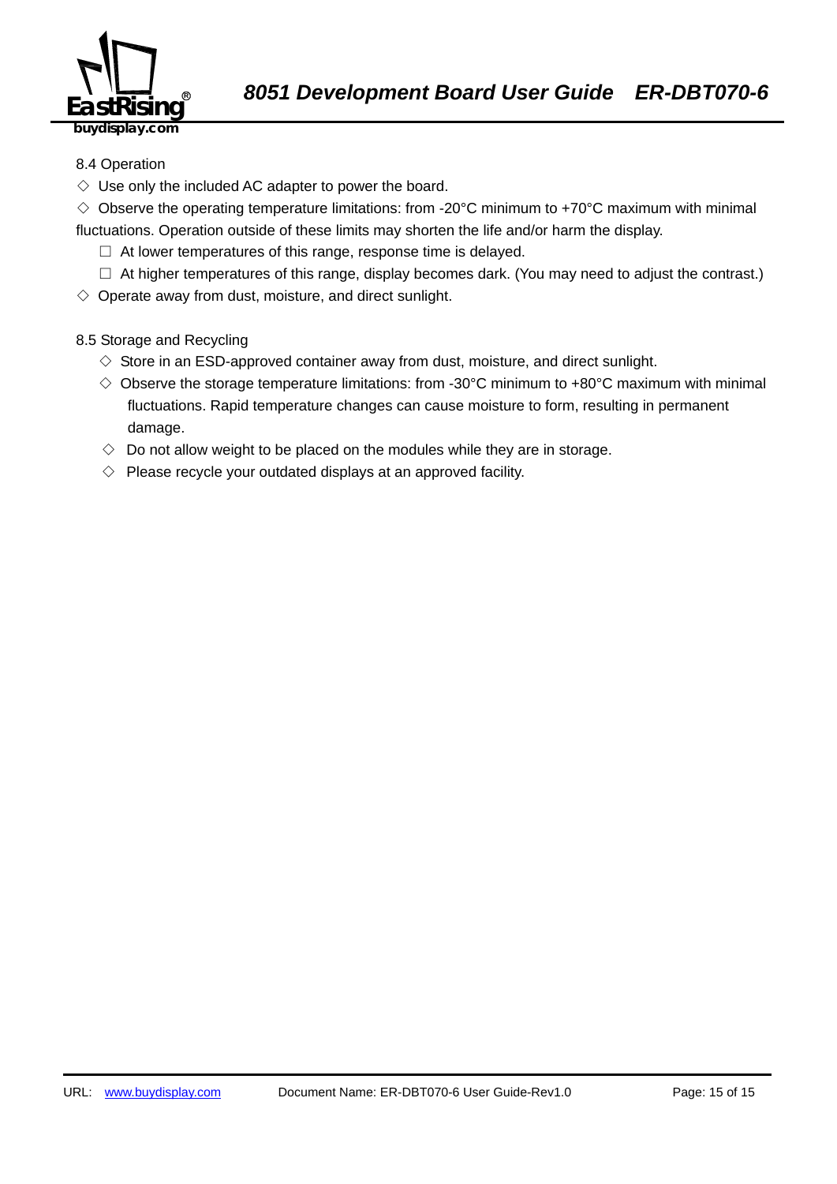8.4 Operation

◇ Use only the included AC adapter to power the board.

◇ Observe the operating temperature limitations: from -20°C minimum to +70°C maximum with minimal fluctuations. Operation outside of these limits may shorten the life and/or harm the display.

□ At lower temperatures of this range, response time is delayed.

□ At higher temperatures of this range, display becomes dark. (You may need to adjust the contrast.)

◇ Operate away from dust, moisture, and direct sunlight.

8.5 Storage and Recycling

◇ Store in an ESD-approved container away from dust, moisture, and direct sunlight.

◇ Observe the storage temperature limitations: from -30°C minimum to +80°C maximum with minimal fluctuations. Rapid temperature changes can cause moisture to form, resulting in permanent damage.

◇ Do not allow weight to be placed on the modules while they are in storage.

◇ Please recycle your outdated displays at an approved facility.